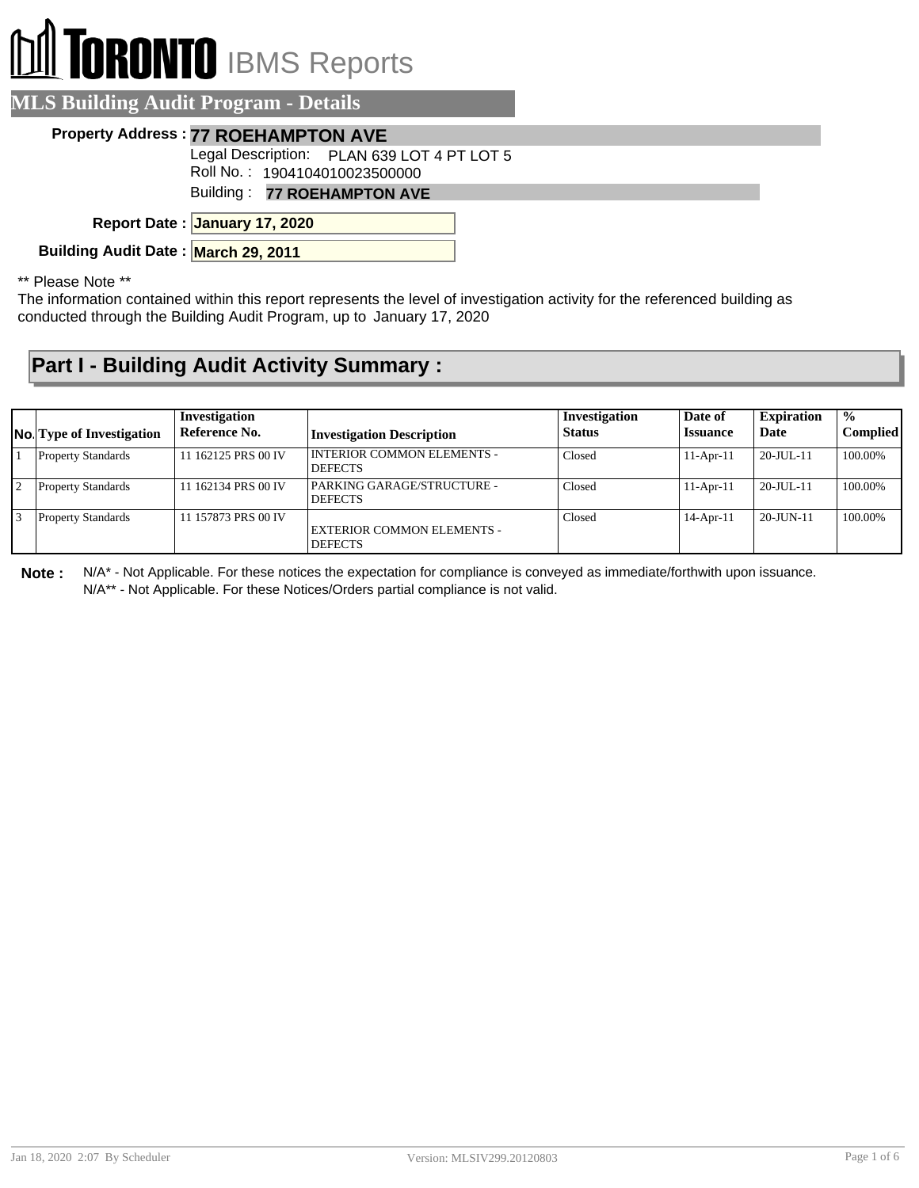# TORONTO IBMS Reports

## MLS Building Audit Program - Details

**Property Address :** **77 ROEHAMPTON AVE**

Legal Description: PLAN 639 LOT 4 PT LOT 5

Roll No. : 1904104010023500000

Building : **77 ROEHAMPTON AVE**

**Report Date :** **January 17, 2020**

**Building Audit Date :** **March 29, 2011**

** Please Note **

The information contained within this report represents the level of investigation activity for the referenced building as conducted through the Building Audit Program, up to January 17, 2020

## Part I - Building Audit Activity Summary :

| No. | Type of Investigation | Investigation Reference No. | Investigation Description | Investigation Status | Date of Issuance | Expiration Date | % Complied |
|---|---|---|---|---|---|---|---|
| 1 | Property Standards | 11 162125 PRS 00 IV | INTERIOR COMMON ELEMENTS - DEFECTS | Closed | 11-Apr-11 | 20-JUL-11 | 100.00% |
| 2 | Property Standards | 11 162134 PRS 00 IV | PARKING GARAGE/STRUCTURE - DEFECTS | Closed | 11-Apr-11 | 20-JUL-11 | 100.00% |
| 3 | Property Standards | 11 157873 PRS 00 IV | EXTERIOR COMMON ELEMENTS - DEFECTS | Closed | 14-Apr-11 | 20-JUN-11 | 100.00% |

**Note :** N/A* - Not Applicable. For these notices the expectation for compliance is conveyed as immediate/forthwith upon issuance.
N/A** - Not Applicable. For these Notices/Orders partial compliance is not valid.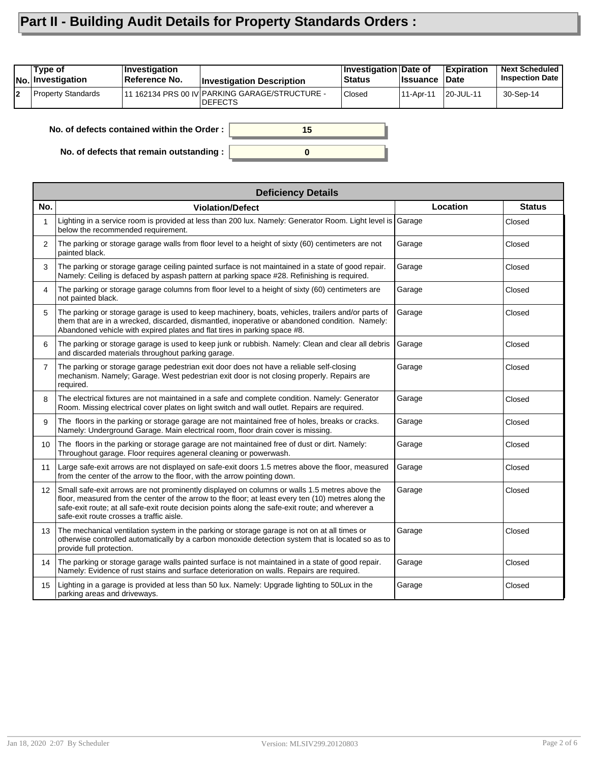# Part II - Building Audit Details for Property Standards Orders :

| No. | Type of Investigation | Investigation Reference No. | Investigation Description | Investigation Status | Date of Issuance | Expiration Date | Next Scheduled Inspection Date |
|---|---|---|---|---|---|---|---|
| 2 | Property Standards | 11 162134 PRS 00 IV | PARKING GARAGE/STRUCTURE - DEFECTS | Closed | 11-Apr-11 | 20-JUL-11 | 30-Sep-14 |

**No. of defects contained within the Order :** 15

**No. of defects that remain outstanding :** 0

| Deficiency Details | | | |
|---|---|---|---|
| **No.** | **Violation/Defect** | **Location** | **Status** |
| 1 | Lighting in a service room is provided at less than 200 lux. Namely: Generator Room. Light level is below the recommended requirement. | Garage | Closed |
| 2 | The parking or storage garage walls from floor level to a height of sixty (60) centimeters are not painted black. | Garage | Closed |
| 3 | The parking or storage garage ceiling painted surface is not maintained in a state of good repair. Namely: Ceiling is defaced by aspash pattern at parking space #28. Refinishing is required. | Garage | Closed |
| 4 | The parking or storage garage columns from floor level to a height of sixty (60) centimeters are not painted black. | Garage | Closed |
| 5 | The parking or storage garage is used to keep machinery, boats, vehicles, trailers and/or parts of them that are in a wrecked, discarded, dismantled, inoperative or abandoned condition. Namely: Abandoned vehicle with expired plates and flat tires in parking space #8. | Garage | Closed |
| 6 | The parking or storage garage is used to keep junk or rubbish. Namely: Clean and clear all debris and discarded materials throughout parking garage. | Garage | Closed |
| 7 | The parking or storage garage pedestrian exit door does not have a reliable self-closing mechanism. Namely; Garage. West pedestrian exit door is not closing properly. Repairs are required. | Garage | Closed |
| 8 | The electrical fixtures are not maintained in a safe and complete condition. Namely: Generator Room. Missing electrical cover plates on light switch and wall outlet. Repairs are required. | Garage | Closed |
| 9 | The floors in the parking or storage garage are not maintained free of holes, breaks or cracks. Namely: Underground Garage. Main electrical room, floor drain cover is missing. | Garage | Closed |
| 10 | The floors in the parking or storage garage are not maintained free of dust or dirt. Namely: Throughout garage. Floor requires ageneral cleaning or powerwash. | Garage | Closed |
| 11 | Large safe-exit arrows are not displayed on safe-exit doors 1.5 metres above the floor, measured from the center of the arrow to the floor, with the arrow pointing down. | Garage | Closed |
| 12 | Small safe-exit arrows are not prominently displayed on columns or walls 1.5 metres above the floor, measured from the center of the arrow to the floor; at least every ten (10) metres along the safe-exit route; at all safe-exit route decision points along the safe-exit route; and wherever a safe-exit route crosses a traffic aisle. | Garage | Closed |
| 13 | The mechanical ventilation system in the parking or storage garage is not on at all times or otherwise controlled automatically by a carbon monoxide detection system that is located so as to provide full protection. | Garage | Closed |
| 14 | The parking or storage garage walls painted surface is not maintained in a state of good repair. Namely: Evidence of rust stains and surface deterioration on walls. Repairs are required. | Garage | Closed |
| 15 | Lighting in a garage is provided at less than 50 lux. Namely: Upgrade lighting to 50Lux in the parking areas and driveways. | Garage | Closed |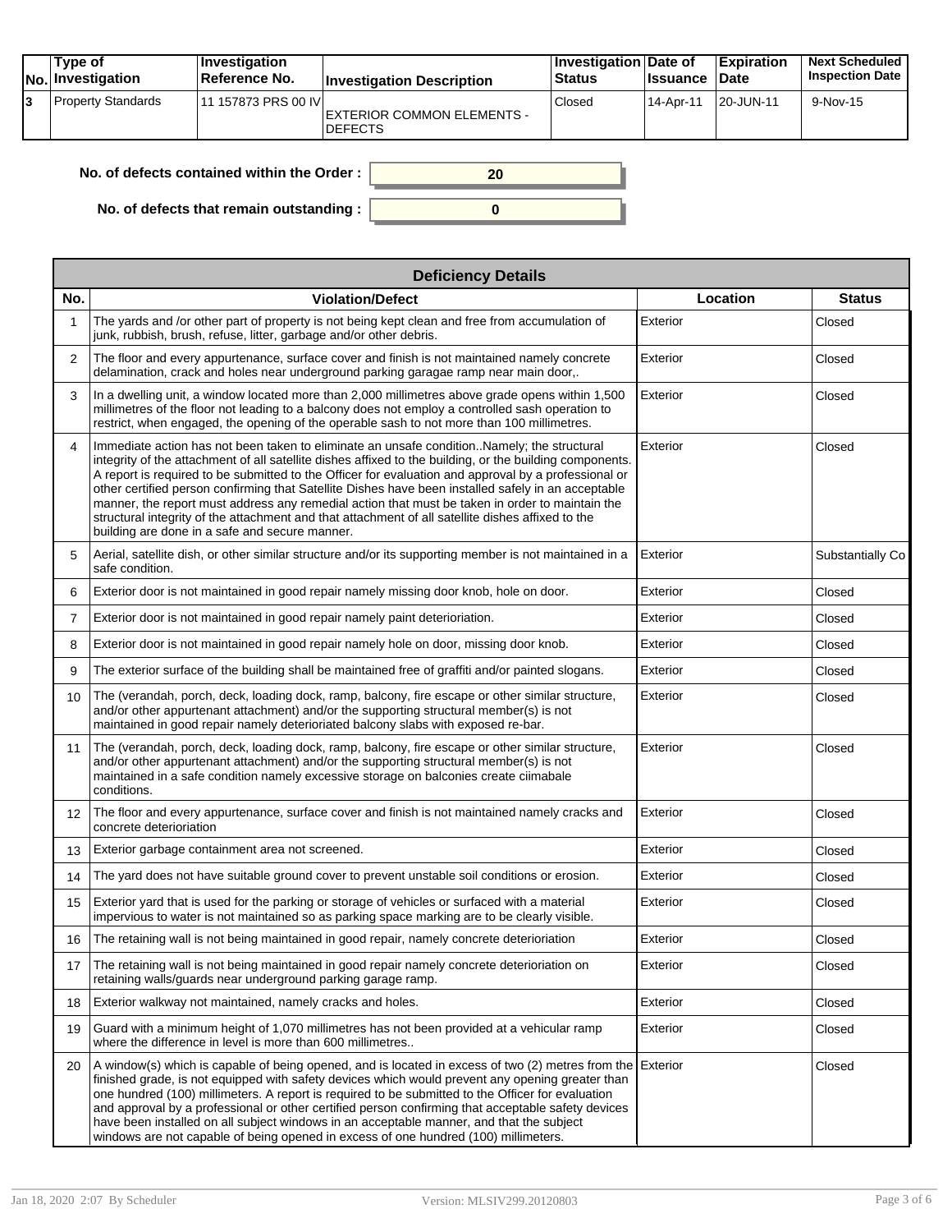| No. | Type of Investigation | Investigation Reference No. | Investigation Description | Investigation Status | Date of Issuance | Expiration Date | Next Scheduled Inspection Date |
|---|---|---|---|---|---|---|---|
| 3 | Property Standards | 11 157873 PRS 00 IV | EXTERIOR COMMON ELEMENTS - DEFECTS | Closed | 14-Apr-11 | 20-JUN-11 | 9-Nov-15 |

**No. of defects contained within the Order :** 20

**No. of defects that remain outstanding :** 0

| Deficiency Details | | | |
|---|---|---|---|
| **No.** | **Violation/Defect** | **Location** | **Status** |
| 1 | The yards and /or other part of property is not being kept clean and free from accumulation of junk, rubbish, brush, refuse, litter, garbage and/or other debris. | Exterior | Closed |
| 2 | The floor and every appurtenance, surface cover and finish is not maintained namely concrete delamination, crack and holes near underground parking garagae ramp near main door,. | Exterior | Closed |
| 3 | In a dwelling unit, a window located more than 2,000 millimetres above grade opens within 1,500 millimetres of the floor not leading to a balcony does not employ a controlled sash operation to restrict, when engaged, the opening of the operable sash to not more than 100 millimetres. | Exterior | Closed |
| 4 | Immediate action has not been taken to eliminate an unsafe condition..Namely; the structural integrity of the attachment of all satellite dishes affixed to the building, or the building components. A report is required to be submitted to the Officer for evaluation and approval by a professional or other certified person confirming that Satellite Dishes have been installed safely in an acceptable manner, the report must address any remedial action that must be taken in order to maintain the structural integrity of the attachment and that attachment of all satellite dishes affixed to the building are done in a safe and secure manner. | Exterior | Closed |
| 5 | Aerial, satellite dish, or other similar structure and/or its supporting member is not maintained in a safe condition. | Exterior | Substantially Co |
| 6 | Exterior door is not maintained in good repair namely missing door knob, hole on door. | Exterior | Closed |
| 7 | Exterior door is not maintained in good repair namely paint deterioriation. | Exterior | Closed |
| 8 | Exterior door is not maintained in good repair namely hole on door, missing door knob. | Exterior | Closed |
| 9 | The exterior surface of the building shall be maintained free of graffiti and/or painted slogans. | Exterior | Closed |
| 10 | The (verandah, porch, deck, loading dock, ramp, balcony, fire escape or other similar structure, and/or other appurtenant attachment) and/or the supporting structural member(s) is not maintained in good repair namely deterioriated balcony slabs with exposed re-bar. | Exterior | Closed |
| 11 | The (verandah, porch, deck, loading dock, ramp, balcony, fire escape or other similar structure, and/or other appurtenant attachment) and/or the supporting structural member(s) is not maintained in a safe condition namely excessive storage on balconies create ciimabale conditions. | Exterior | Closed |
| 12 | The floor and every appurtenance, surface cover and finish is not maintained namely cracks and concrete deterioriation | Exterior | Closed |
| 13 | Exterior garbage containment area not screened. | Exterior | Closed |
| 14 | The yard does not have suitable ground cover to prevent unstable soil conditions or erosion. | Exterior | Closed |
| 15 | Exterior yard that is used for the parking or storage of vehicles or surfaced with a material impervious to water is not maintained so as parking space marking are to be clearly visible. | Exterior | Closed |
| 16 | The retaining wall is not being maintained in good repair, namely concrete deterioriation | Exterior | Closed |
| 17 | The retaining wall is not being maintained in good repair namely concrete deterioriation on retaining walls/guards near underground parking garage ramp. | Exterior | Closed |
| 18 | Exterior walkway not maintained, namely cracks and holes. | Exterior | Closed |
| 19 | Guard with a minimum height of 1,070 millimetres has not been provided at a vehicular ramp where the difference in level is more than 600 millimetres.. | Exterior | Closed |
| 20 | A window(s) which is capable of being opened, and is located in excess of two (2) metres from the finished grade, is not equipped with safety devices which would prevent any opening greater than one hundred (100) millimeters. A report is required to be submitted to the Officer for evaluation and approval by a professional or other certified person confirming that acceptable safety devices have been installed on all subject windows in an acceptable manner, and that the subject windows are not capable of being opened in excess of one hundred (100) millimeters. | Exterior | Closed |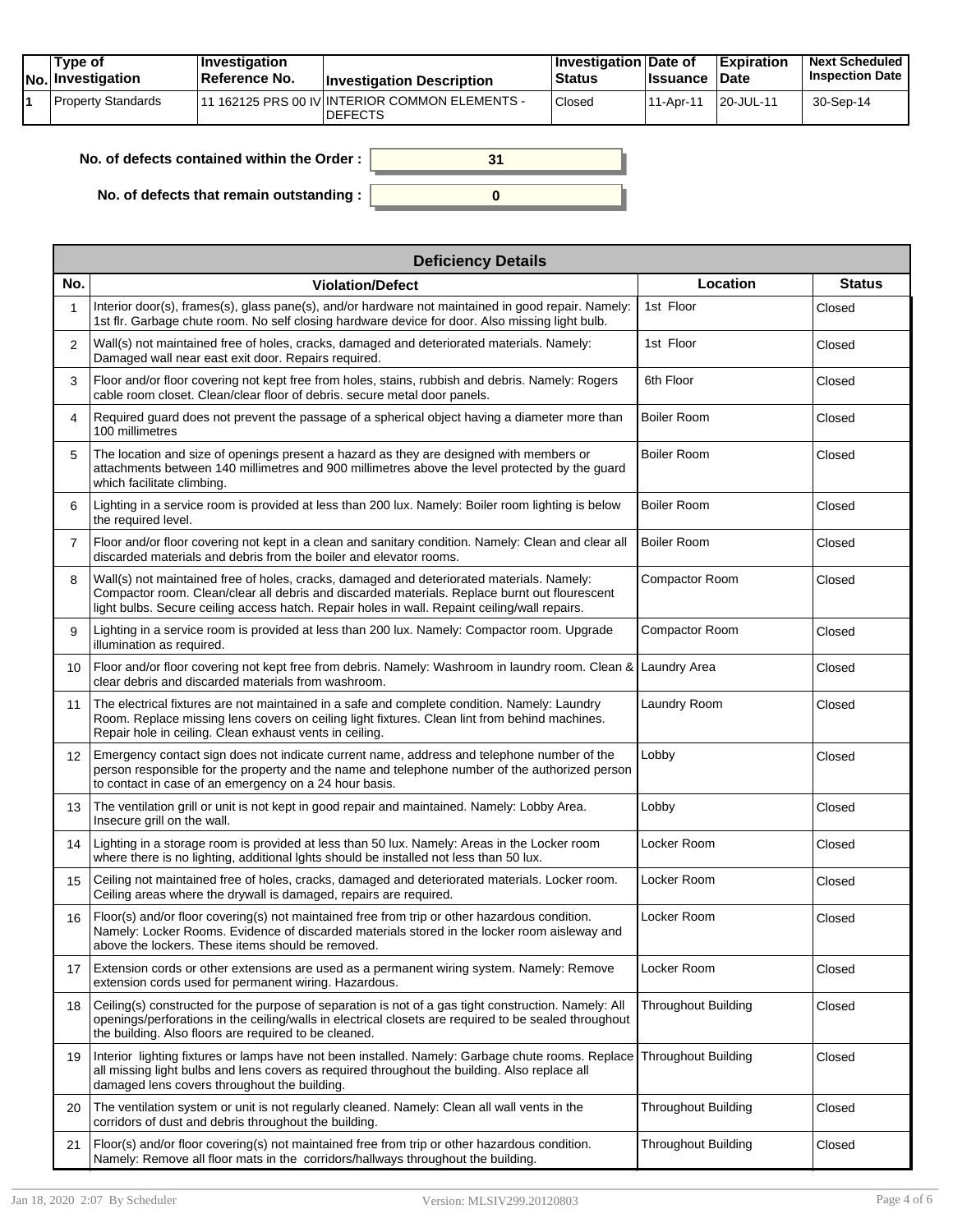| No. | Type of Investigation | Investigation Reference No. | Investigation Description | Investigation Status | Date of Issuance | Expiration Date | Next Scheduled Inspection Date |
|---|---|---|---|---|---|---|---|
| 1 | Property Standards | 11 162125 PRS 00 IV | INTERIOR COMMON ELEMENTS - DEFECTS | Closed | 11-Apr-11 | 20-JUL-11 | 30-Sep-14 |

**No. of defects contained within the Order :** 31

**No. of defects that remain outstanding :** 0

| Deficiency Details | | | |
|---|---|---|---|
| **No.** | **Violation/Defect** | **Location** | **Status** |
| 1 | Interior door(s), frames(s), glass pane(s), and/or hardware not maintained in good repair. Namely: 1st flr. Garbage chute room. No self closing hardware device for door. Also missing light bulb. | 1st Floor | Closed |
| 2 | Wall(s) not maintained free of holes, cracks, damaged and deteriorated materials. Namely: Damaged wall near east exit door. Repairs required. | 1st Floor | Closed |
| 3 | Floor and/or floor covering not kept free from holes, stains, rubbish and debris. Namely: Rogers cable room closet. Clean/clear floor of debris. secure metal door panels. | 6th Floor | Closed |
| 4 | Required guard does not prevent the passage of a spherical object having a diameter more than 100 millimetres | Boiler Room | Closed |
| 5 | The location and size of openings present a hazard as they are designed with members or attachments between 140 millimetres and 900 millimetres above the level protected by the guard which facilitate climbing. | Boiler Room | Closed |
| 6 | Lighting in a service room is provided at less than 200 lux. Namely: Boiler room lighting is below the required level. | Boiler Room | Closed |
| 7 | Floor and/or floor covering not kept in a clean and sanitary condition. Namely: Clean and clear all discarded materials and debris from the boiler and elevator rooms. | Boiler Room | Closed |
| 8 | Wall(s) not maintained free of holes, cracks, damaged and deteriorated materials. Namely: Compactor room. Clean/clear all debris and discarded materials. Replace burnt out flourescent light bulbs. Secure ceiling access hatch. Repair holes in wall. Repaint ceiling/wall repairs. | Compactor Room | Closed |
| 9 | Lighting in a service room is provided at less than 200 lux. Namely: Compactor room. Upgrade illumination as required. | Compactor Room | Closed |
| 10 | Floor and/or floor covering not kept free from debris. Namely: Washroom in laundry room. Clean & clear debris and discarded materials from washroom. | Laundry Area | Closed |
| 11 | The electrical fixtures are not maintained in a safe and complete condition. Namely: Laundry Room. Replace missing lens covers on ceiling light fixtures. Clean lint from behind machines. Repair hole in ceiling. Clean exhaust vents in ceiling. | Laundry Room | Closed |
| 12 | Emergency contact sign does not indicate current name, address and telephone number of the person responsible for the property and the name and telephone number of the authorized person to contact in case of an emergency on a 24 hour basis. | Lobby | Closed |
| 13 | The ventilation grill or unit is not kept in good repair and maintained. Namely: Lobby Area. Insecure grill on the wall. | Lobby | Closed |
| 14 | Lighting in a storage room is provided at less than 50 lux. Namely: Areas in the Locker room where there is no lighting, additional lghts should be installed not less than 50 lux. | Locker Room | Closed |
| 15 | Ceiling not maintained free of holes, cracks, damaged and deteriorated materials. Locker room. Ceiling areas where the drywall is damaged, repairs are required. | Locker Room | Closed |
| 16 | Floor(s) and/or floor covering(s) not maintained free from trip or other hazardous condition. Namely: Locker Rooms. Evidence of discarded materials stored in the locker room aisleway and above the lockers. These items should be removed. | Locker Room | Closed |
| 17 | Extension cords or other extensions are used as a permanent wiring system. Namely: Remove extension cords used for permanent wiring. Hazardous. | Locker Room | Closed |
| 18 | Ceiling(s) constructed for the purpose of separation is not of a gas tight construction. Namely: All openings/perforations in the ceiling/walls in electrical closets are required to be sealed throughout the building. Also floors are required to be cleaned. | Throughout Building | Closed |
| 19 | Interior lighting fixtures or lamps have not been installed. Namely: Garbage chute rooms. Replace all missing light bulbs and lens covers as required throughout the building. Also replace all damaged lens covers throughout the building. | Throughout Building | Closed |
| 20 | The ventilation system or unit is not regularly cleaned. Namely: Clean all wall vents in the corridors of dust and debris throughout the building. | Throughout Building | Closed |
| 21 | Floor(s) and/or floor covering(s) not maintained free from trip or other hazardous condition. Namely: Remove all floor mats in the corridors/hallways throughout the building. | Throughout Building | Closed |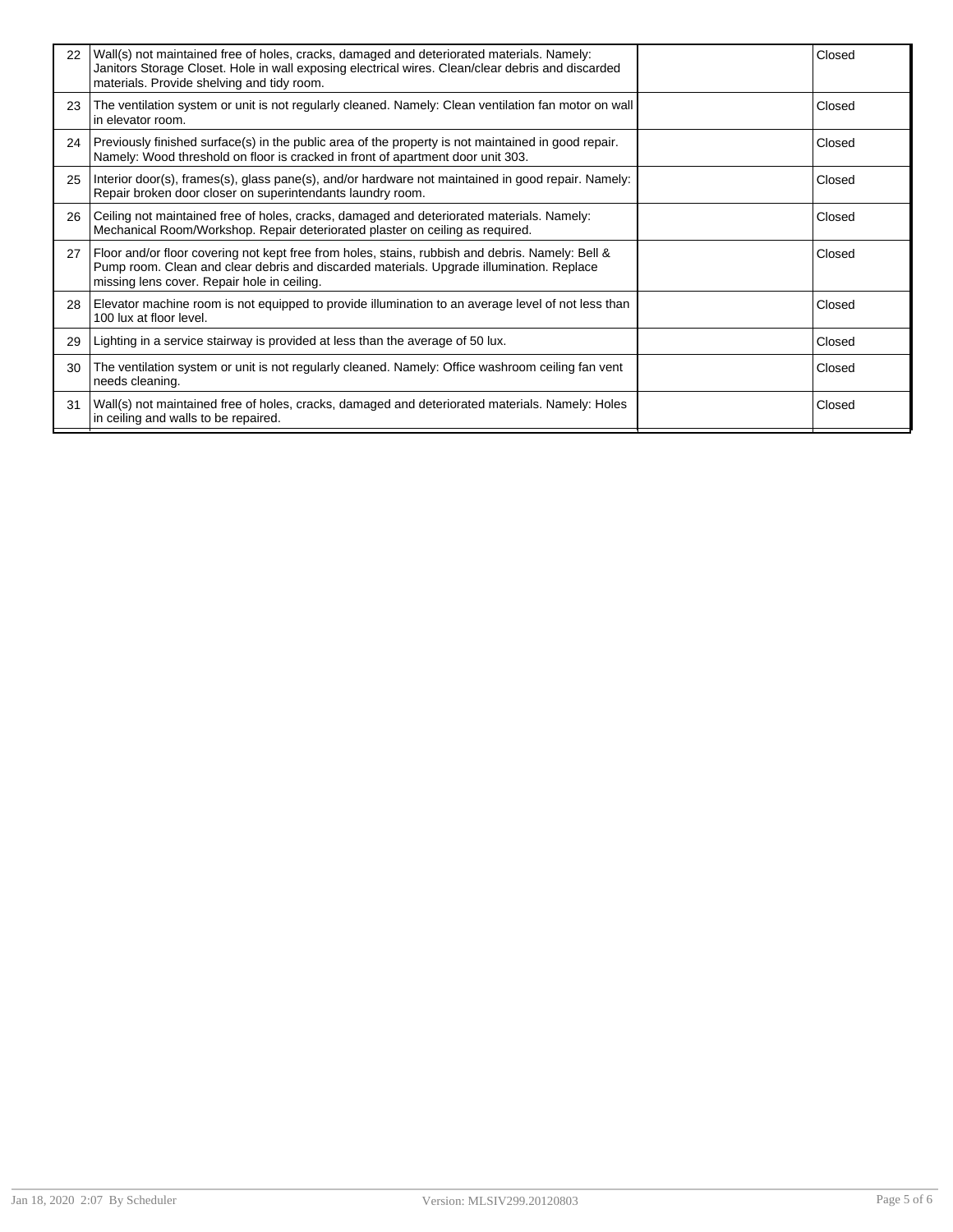| | | | |
|---|---|---|---|
| 22 | Wall(s) not maintained free of holes, cracks, damaged and deteriorated materials. Namely: Janitors Storage Closet. Hole in wall exposing electrical wires. Clean/clear debris and discarded materials. Provide shelving and tidy room. | | Closed |
| 23 | The ventilation system or unit is not regularly cleaned. Namely: Clean ventilation fan motor on wall in elevator room. | | Closed |
| 24 | Previously finished surface(s) in the public area of the property is not maintained in good repair. Namely: Wood threshold on floor is cracked in front of apartment door unit 303. | | Closed |
| 25 | Interior door(s), frames(s), glass pane(s), and/or hardware not maintained in good repair. Namely: Repair broken door closer on superintendants laundry room. | | Closed |
| 26 | Ceiling not maintained free of holes, cracks, damaged and deteriorated materials. Namely: Mechanical Room/Workshop. Repair deteriorated plaster on ceiling as required. | | Closed |
| 27 | Floor and/or floor covering not kept free from holes, stains, rubbish and debris. Namely: Bell & Pump room. Clean and clear debris and discarded materials. Upgrade illumination. Replace missing lens cover. Repair hole in ceiling. | | Closed |
| 28 | Elevator machine room is not equipped to provide illumination to an average level of not less than 100 lux at floor level. | | Closed |
| 29 | Lighting in a service stairway is provided at less than the average of 50 lux. | | Closed |
| 30 | The ventilation system or unit is not regularly cleaned. Namely: Office washroom ceiling fan vent needs cleaning. | | Closed |
| 31 | Wall(s) not maintained free of holes, cracks, damaged and deteriorated materials. Namely: Holes in ceiling and walls to be repaired. | | Closed |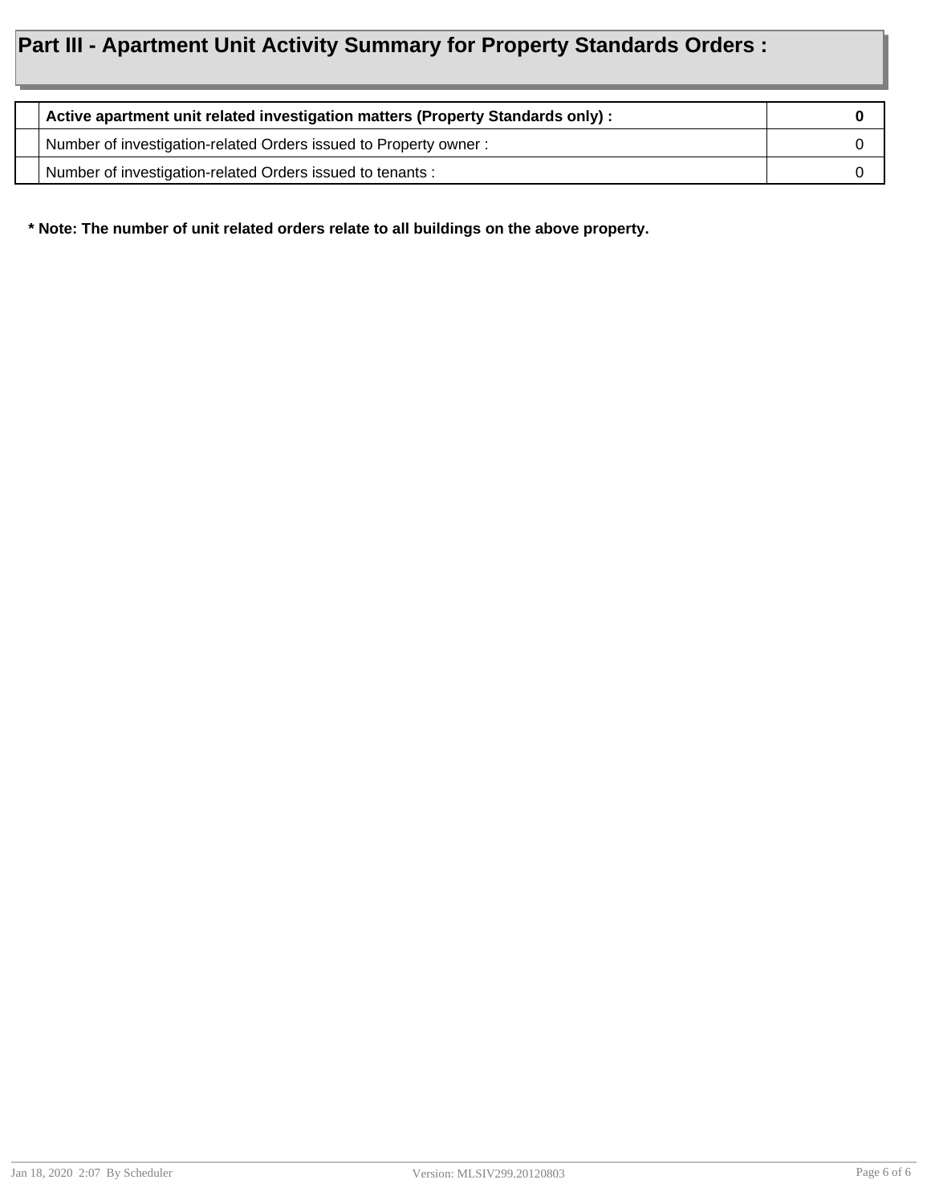## Part III - Apartment Unit Activity Summary for Property Standards Orders :

| | | |
|---|---|---|
| | **Active apartment unit related investigation matters (Property Standards only) :** | **0** |
| | Number of investigation-related Orders issued to Property owner : | 0 |
| | Number of investigation-related Orders issued to tenants : | 0 |

**\* Note: The number of unit related orders relate to all buildings on the above property.**

Jan 18, 2020 2:07 By Scheduler Version: MLSIV299.20120803